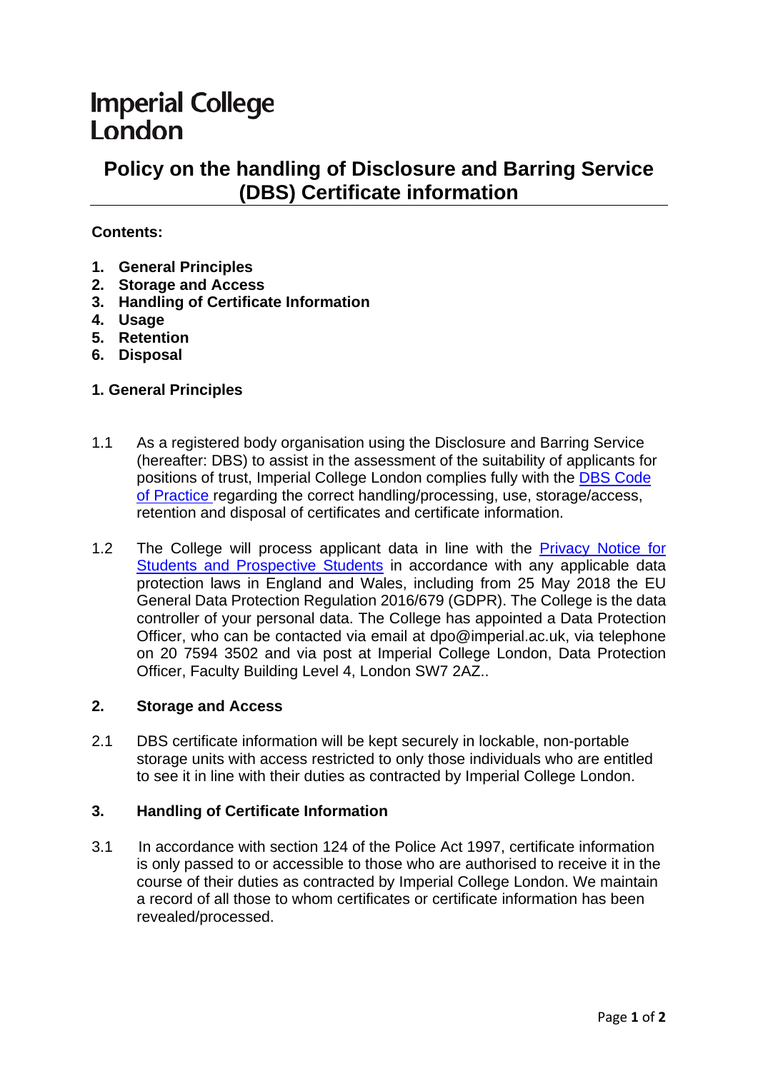Imperial College London

# Policy on the handling of Disclosure and Barring Service (DBS) Certificate information

**Contents:**

1. **General Principles**
2. **Storage and Access**
3. **Handling of Certificate Information**
4. **Usage**
5. **Retention**
6. **Disposal**

## 1. General Principles

1.1 As a registered body organisation using the Disclosure and Barring Service (hereafter: DBS) to assist in the assessment of the suitability of applicants for positions of trust, Imperial College London complies fully with the DBS Code of Practice regarding the correct handling/processing, use, storage/access, retention and disposal of certificates and certificate information.

1.2 The College will process applicant data in line with the Privacy Notice for Students and Prospective Students in accordance with any applicable data protection laws in England and Wales, including from 25 May 2018 the EU General Data Protection Regulation 2016/679 (GDPR). The College is the data controller of your personal data. The College has appointed a Data Protection Officer, who can be contacted via email at dpo@imperial.ac.uk, via telephone on 20 7594 3502 and via post at Imperial College London, Data Protection Officer, Faculty Building Level 4, London SW7 2AZ..

## 2. Storage and Access

2.1 DBS certificate information will be kept securely in lockable, non-portable storage units with access restricted to only those individuals who are entitled to see it in line with their duties as contracted by Imperial College London.

## 3. Handling of Certificate Information

3.1 In accordance with section 124 of the Police Act 1997, certificate information is only passed to or accessible to those who are authorised to receive it in the course of their duties as contracted by Imperial College London. We maintain a record of all those to whom certificates or certificate information has been revealed/processed.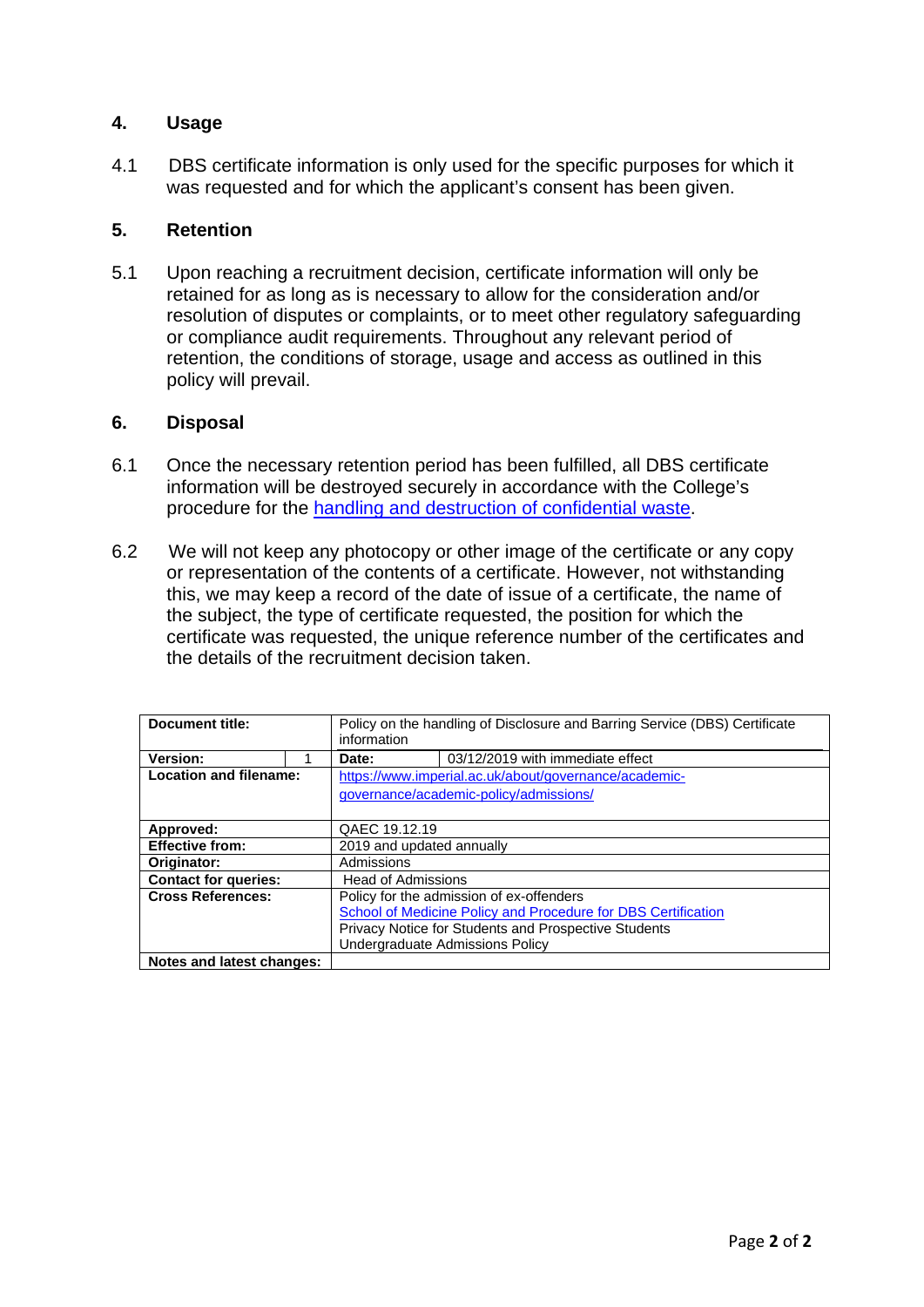## 4. Usage

4.1 DBS certificate information is only used for the specific purposes for which it was requested and for which the applicant's consent has been given.

## 5. Retention

5.1 Upon reaching a recruitment decision, certificate information will only be retained for as long as is necessary to allow for the consideration and/or resolution of disputes or complaints, or to meet other regulatory safeguarding or compliance audit requirements. Throughout any relevant period of retention, the conditions of storage, usage and access as outlined in this policy will prevail.

## 6. Disposal

6.1 Once the necessary retention period has been fulfilled, all DBS certificate information will be destroyed securely in accordance with the College's procedure for the handling and destruction of confidential waste.

6.2 We will not keep any photocopy or other image of the certificate or any copy or representation of the contents of a certificate. However, not withstanding this, we may keep a record of the date of issue of a certificate, the name of the subject, the type of certificate requested, the position for which the certificate was requested, the unique reference number of the certificates and the details of the recruitment decision taken.

| | | | |
|---|---|---|---|
| **Document title:** | | Policy on the handling of Disclosure and Barring Service (DBS) Certificate information | |
| **Version:** | 1 | **Date:** | 03/12/2019 with immediate effect |
| **Location and filename:** | | https://www.imperial.ac.uk/about/governance/academic-governance/academic-policy/admissions/ | |
| **Approved:** | | QAEC 19.12.19 | |
| **Effective from:** | | 2019 and updated annually | |
| **Originator:** | | Admissions | |
| **Contact for queries:** | | Head of Admissions | |
| **Cross References:** | | Policy for the admission of ex-offenders<br>School of Medicine Policy and Procedure for DBS Certification<br>Privacy Notice for Students and Prospective Students<br>Undergraduate Admissions Policy | |
| **Notes and latest changes:** | | | |